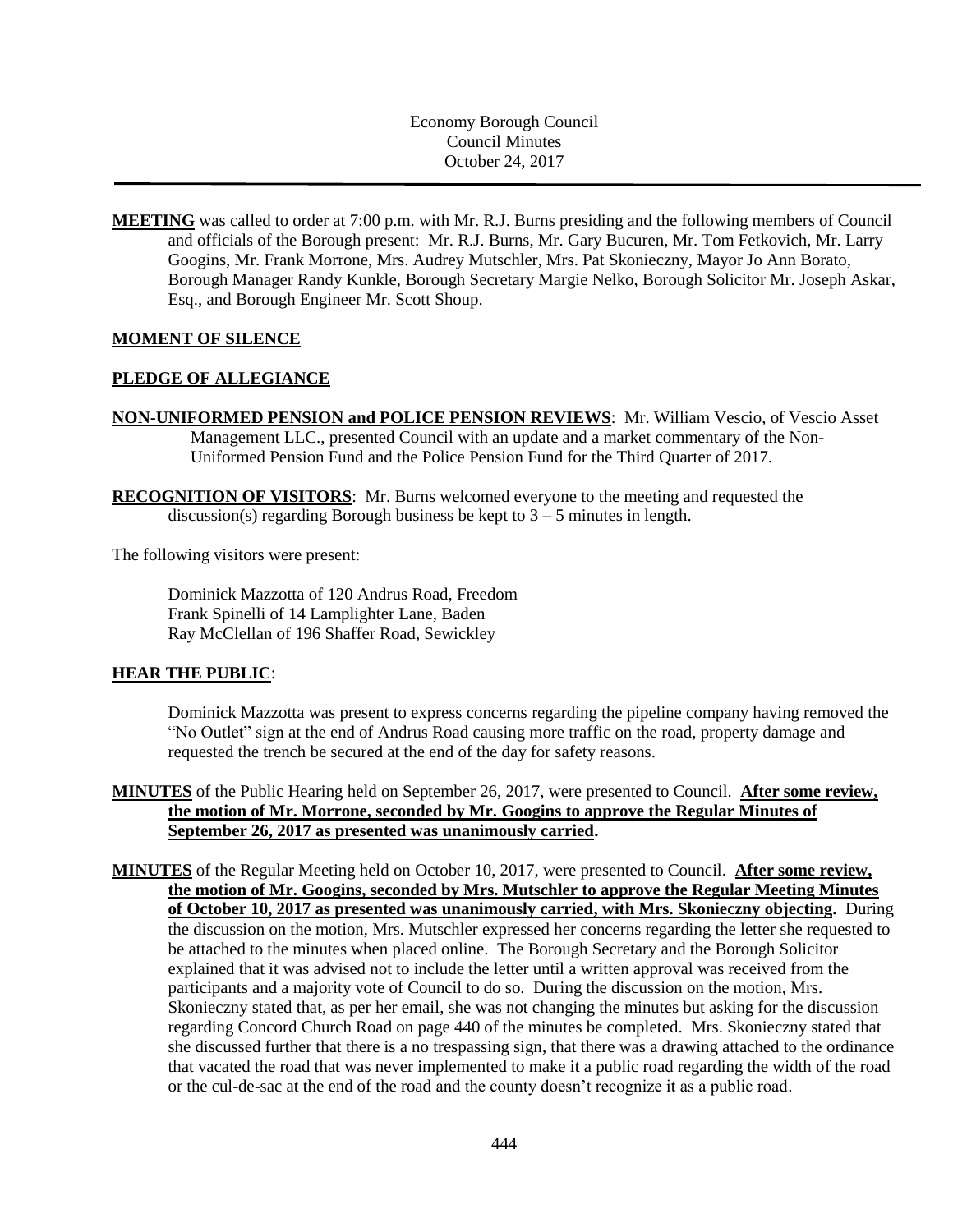Economy Borough Council
Council Minutes
October 24, 2017

---

**MEETING** was called to order at 7:00 p.m. with Mr. R.J. Burns presiding and the following members of Council and officials of the Borough present: Mr. R.J. Burns, Mr. Gary Bucuren, Mr. Tom Fetkovich, Mr. Larry Googins, Mr. Frank Morrone, Mrs. Audrey Mutschler, Mrs. Pat Skonieczny, Mayor Jo Ann Borato, Borough Manager Randy Kunkle, Borough Secretary Margie Nelko, Borough Solicitor Mr. Joseph Askar, Esq., and Borough Engineer Mr. Scott Shoup.

**MOMENT OF SILENCE**

**PLEDGE OF ALLEGIANCE**

**NON-UNIFORMED PENSION and POLICE PENSION REVIEWS**: Mr. William Vescio, of Vescio Asset Management LLC., presented Council with an update and a market commentary of the Non-Uniformed Pension Fund and the Police Pension Fund for the Third Quarter of 2017.

**RECOGNITION OF VISITORS**: Mr. Burns welcomed everyone to the meeting and requested the discussion(s) regarding Borough business be kept to 3 – 5 minutes in length.

The following visitors were present:

Dominick Mazzotta of 120 Andrus Road, Freedom
Frank Spinelli of 14 Lamplighter Lane, Baden
Ray McClellan of 196 Shaffer Road, Sewickley

**HEAR THE PUBLIC**:

Dominick Mazzotta was present to express concerns regarding the pipeline company having removed the "No Outlet" sign at the end of Andrus Road causing more traffic on the road, property damage and requested the trench be secured at the end of the day for safety reasons.

**MINUTES** of the Public Hearing held on September 26, 2017, were presented to Council. **After some review, the motion of Mr. Morrone, seconded by Mr. Googins to approve the Regular Minutes of September 26, 2017 as presented was unanimously carried.**

**MINUTES** of the Regular Meeting held on October 10, 2017, were presented to Council. **After some review, the motion of Mr. Googins, seconded by Mrs. Mutschler to approve the Regular Meeting Minutes of October 10, 2017 as presented was unanimously carried, with Mrs. Skonieczny objecting.** During the discussion on the motion, Mrs. Mutschler expressed her concerns regarding the letter she requested to be attached to the minutes when placed online. The Borough Secretary and the Borough Solicitor explained that it was advised not to include the letter until a written approval was received from the participants and a majority vote of Council to do so. During the discussion on the motion, Mrs. Skonieczny stated that, as per her email, she was not changing the minutes but asking for the discussion regarding Concord Church Road on page 440 of the minutes be completed. Mrs. Skonieczny stated that she discussed further that there is a no trespassing sign, that there was a drawing attached to the ordinance that vacated the road that was never implemented to make it a public road regarding the width of the road or the cul-de-sac at the end of the road and the county doesn't recognize it as a public road.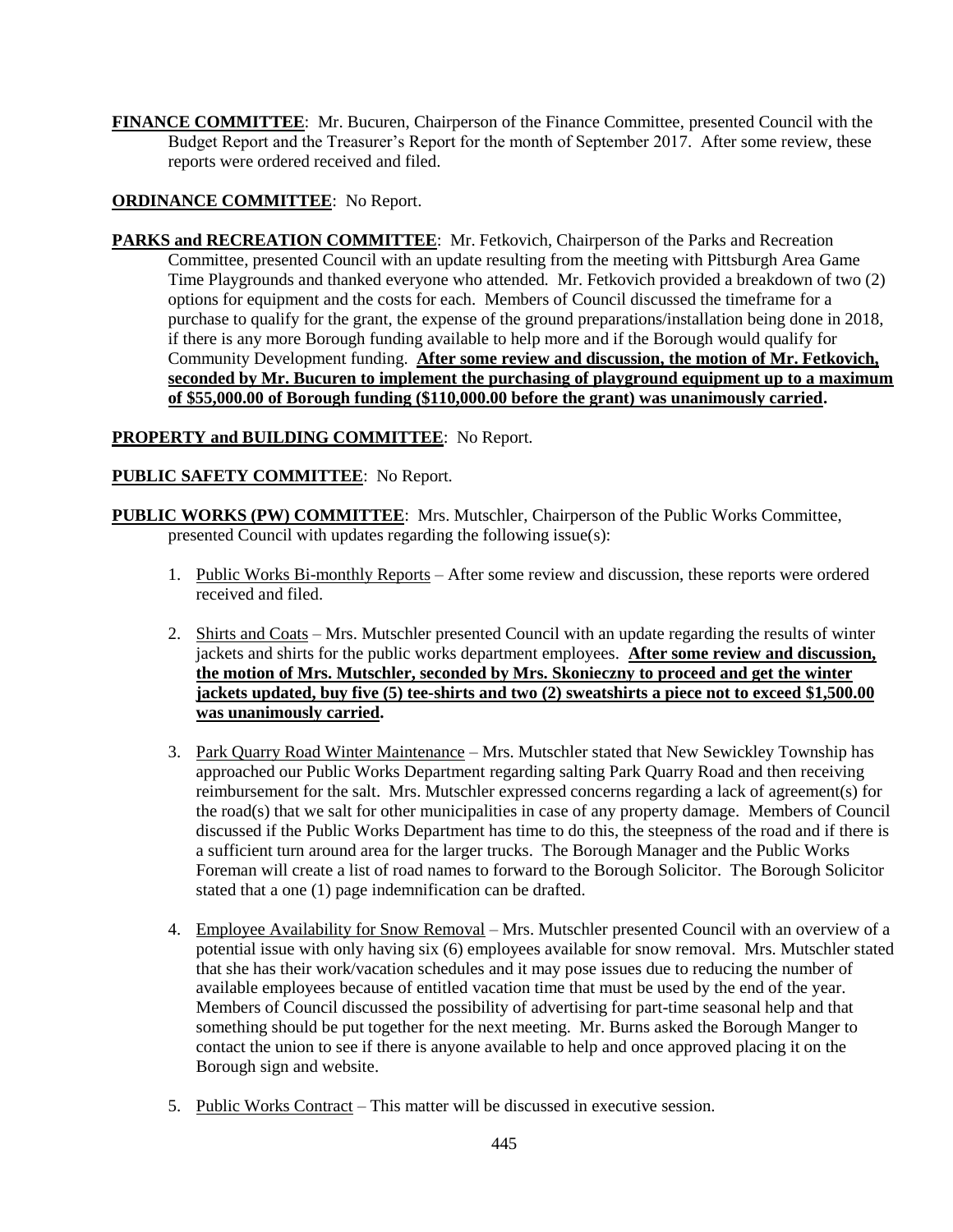**<u>FINANCE COMMITTEE</u>**: Mr. Bucuren, Chairperson of the Finance Committee, presented Council with the Budget Report and the Treasurer's Report for the month of September 2017. After some review, these reports were ordered received and filed.

**<u>ORDINANCE COMMITTEE</u>**: No Report.

**<u>PARKS and RECREATION COMMITTEE</u>**: Mr. Fetkovich, Chairperson of the Parks and Recreation Committee, presented Council with an update resulting from the meeting with Pittsburgh Area Game Time Playgrounds and thanked everyone who attended. Mr. Fetkovich provided a breakdown of two (2) options for equipment and the costs for each. Members of Council discussed the timeframe for a purchase to qualify for the grant, the expense of the ground preparations/installation being done in 2018, if there is any more Borough funding available to help more and if the Borough would qualify for Community Development funding. **<u>After some review and discussion, the motion of Mr. Fetkovich, seconded by Mr. Bucuren to implement the purchasing of playground equipment up to a maximum of $55,000.00 of Borough funding ($110,000.00 before the grant) was unanimously carried</u>.**

**<u>PROPERTY and BUILDING COMMITTEE</u>**: No Report.

**<u>PUBLIC SAFETY COMMITTEE</u>**: No Report.

**<u>PUBLIC WORKS (PW) COMMITTEE</u>**: Mrs. Mutschler, Chairperson of the Public Works Committee, presented Council with updates regarding the following issue(s):

1. <u>Public Works Bi-monthly Reports</u> – After some review and discussion, these reports were ordered received and filed.

2. <u>Shirts and Coats</u> – Mrs. Mutschler presented Council with an update regarding the results of winter jackets and shirts for the public works department employees. **<u>After some review and discussion, the motion of Mrs. Mutschler, seconded by Mrs. Skonieczny to proceed and get the winter jackets updated, buy five (5) tee-shirts and two (2) sweatshirts a piece not to exceed $1,500.00 was unanimously carried</u>.**

3. <u>Park Quarry Road Winter Maintenance</u> – Mrs. Mutschler stated that New Sewickley Township has approached our Public Works Department regarding salting Park Quarry Road and then receiving reimbursement for the salt. Mrs. Mutschler expressed concerns regarding a lack of agreement(s) for the road(s) that we salt for other municipalities in case of any property damage. Members of Council discussed if the Public Works Department has time to do this, the steepness of the road and if there is a sufficient turn around area for the larger trucks. The Borough Manager and the Public Works Foreman will create a list of road names to forward to the Borough Solicitor. The Borough Solicitor stated that a one (1) page indemnification can be drafted.

4. <u>Employee Availability for Snow Removal</u> – Mrs. Mutschler presented Council with an overview of a potential issue with only having six (6) employees available for snow removal. Mrs. Mutschler stated that she has their work/vacation schedules and it may pose issues due to reducing the number of available employees because of entitled vacation time that must be used by the end of the year. Members of Council discussed the possibility of advertising for part-time seasonal help and that something should be put together for the next meeting. Mr. Burns asked the Borough Manger to contact the union to see if there is anyone available to help and once approved placing it on the Borough sign and website.

5. <u>Public Works Contract</u> – This matter will be discussed in executive session.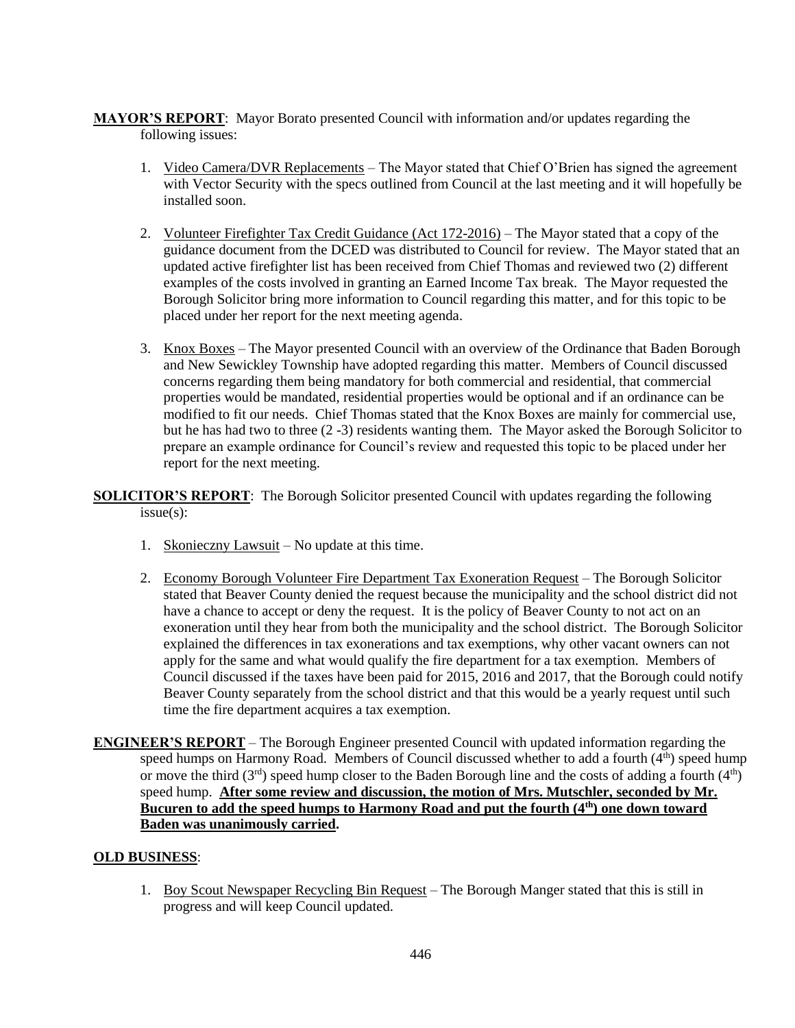**MAYOR'S REPORT**: Mayor Borato presented Council with information and/or updates regarding the following issues:

1. Video Camera/DVR Replacements – The Mayor stated that Chief O'Brien has signed the agreement with Vector Security with the specs outlined from Council at the last meeting and it will hopefully be installed soon.

2. Volunteer Firefighter Tax Credit Guidance (Act 172-2016) – The Mayor stated that a copy of the guidance document from the DCED was distributed to Council for review. The Mayor stated that an updated active firefighter list has been received from Chief Thomas and reviewed two (2) different examples of the costs involved in granting an Earned Income Tax break. The Mayor requested the Borough Solicitor bring more information to Council regarding this matter, and for this topic to be placed under her report for the next meeting agenda.

3. Knox Boxes – The Mayor presented Council with an overview of the Ordinance that Baden Borough and New Sewickley Township have adopted regarding this matter. Members of Council discussed concerns regarding them being mandatory for both commercial and residential, that commercial properties would be mandated, residential properties would be optional and if an ordinance can be modified to fit our needs. Chief Thomas stated that the Knox Boxes are mainly for commercial use, but he has had two to three (2 -3) residents wanting them. The Mayor asked the Borough Solicitor to prepare an example ordinance for Council's review and requested this topic to be placed under her report for the next meeting.

**SOLICITOR'S REPORT**: The Borough Solicitor presented Council with updates regarding the following issue(s):

1. Skonieczny Lawsuit – No update at this time.

2. Economy Borough Volunteer Fire Department Tax Exoneration Request – The Borough Solicitor stated that Beaver County denied the request because the municipality and the school district did not have a chance to accept or deny the request. It is the policy of Beaver County to not act on an exoneration until they hear from both the municipality and the school district. The Borough Solicitor explained the differences in tax exonerations and tax exemptions, why other vacant owners can not apply for the same and what would qualify the fire department for a tax exemption. Members of Council discussed if the taxes have been paid for 2015, 2016 and 2017, that the Borough could notify Beaver County separately from the school district and that this would be a yearly request until such time the fire department acquires a tax exemption.

**ENGINEER'S REPORT** – The Borough Engineer presented Council with updated information regarding the speed humps on Harmony Road. Members of Council discussed whether to add a fourth (4th) speed hump or move the third (3rd) speed hump closer to the Baden Borough line and the costs of adding a fourth (4th) speed hump. **After some review and discussion, the motion of Mrs. Mutschler, seconded by Mr. Bucuren to add the speed humps to Harmony Road and put the fourth (4th) one down toward Baden was unanimously carried.**

**OLD BUSINESS**:

1. Boy Scout Newspaper Recycling Bin Request – The Borough Manger stated that this is still in progress and will keep Council updated.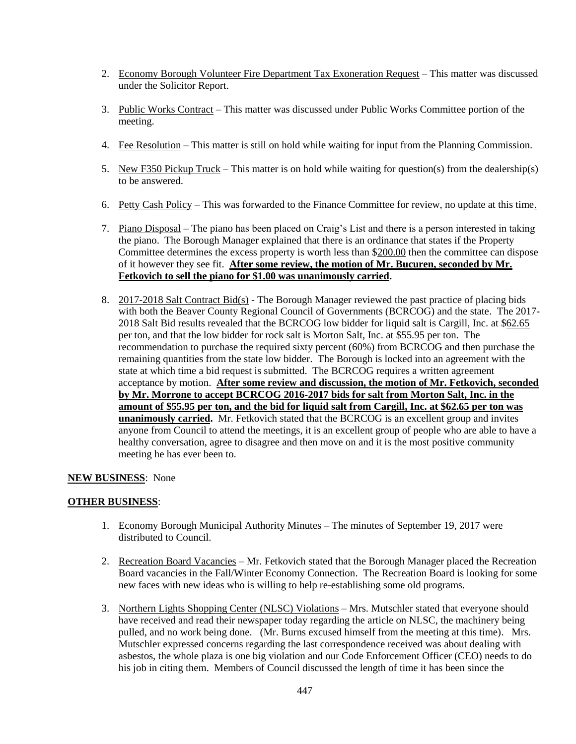2. Economy Borough Volunteer Fire Department Tax Exoneration Request – This matter was discussed under the Solicitor Report.

3. Public Works Contract – This matter was discussed under Public Works Committee portion of the meeting.

4. Fee Resolution – This matter is still on hold while waiting for input from the Planning Commission.

5. New F350 Pickup Truck – This matter is on hold while waiting for question(s) from the dealership(s) to be answered.

6. Petty Cash Policy – This was forwarded to the Finance Committee for review, no update at this time.

7. Piano Disposal – The piano has been placed on Craig's List and there is a person interested in taking the piano. The Borough Manager explained that there is an ordinance that states if the Property Committee determines the excess property is worth less than $200.00 then the committee can dispose of it however they see fit. **After some review, the motion of Mr. Bucuren, seconded by Mr. Fetkovich to sell the piano for $1.00 was unanimously carried.**

8. 2017-2018 Salt Contract Bid(s) - The Borough Manager reviewed the past practice of placing bids with both the Beaver County Regional Council of Governments (BCRCOG) and the state. The 2017-2018 Salt Bid results revealed that the BCRCOG low bidder for liquid salt is Cargill, Inc. at $62.65 per ton, and that the low bidder for rock salt is Morton Salt, Inc. at $55.95 per ton. The recommendation to purchase the required sixty percent (60%) from BCRCOG and then purchase the remaining quantities from the state low bidder. The Borough is locked into an agreement with the state at which time a bid request is submitted. The BCRCOG requires a written agreement acceptance by motion. **After some review and discussion, the motion of Mr. Fetkovich, seconded by Mr. Morrone to accept BCRCOG 2016-2017 bids for salt from Morton Salt, Inc. in the amount of $55.95 per ton, and the bid for liquid salt from Cargill, Inc. at $62.65 per ton was unanimously carried.** Mr. Fetkovich stated that the BCRCOG is an excellent group and invites anyone from Council to attend the meetings, it is an excellent group of people who are able to have a healthy conversation, agree to disagree and then move on and it is the most positive community meeting he has ever been to.

**NEW BUSINESS**: None

**OTHER BUSINESS**:

1. Economy Borough Municipal Authority Minutes – The minutes of September 19, 2017 were distributed to Council.

2. Recreation Board Vacancies – Mr. Fetkovich stated that the Borough Manager placed the Recreation Board vacancies in the Fall/Winter Economy Connection. The Recreation Board is looking for some new faces with new ideas who is willing to help re-establishing some old programs.

3. Northern Lights Shopping Center (NLSC) Violations – Mrs. Mutschler stated that everyone should have received and read their newspaper today regarding the article on NLSC, the machinery being pulled, and no work being done. (Mr. Burns excused himself from the meeting at this time). Mrs. Mutschler expressed concerns regarding the last correspondence received was about dealing with asbestos, the whole plaza is one big violation and our Code Enforcement Officer (CEO) needs to do his job in citing them. Members of Council discussed the length of time it has been since the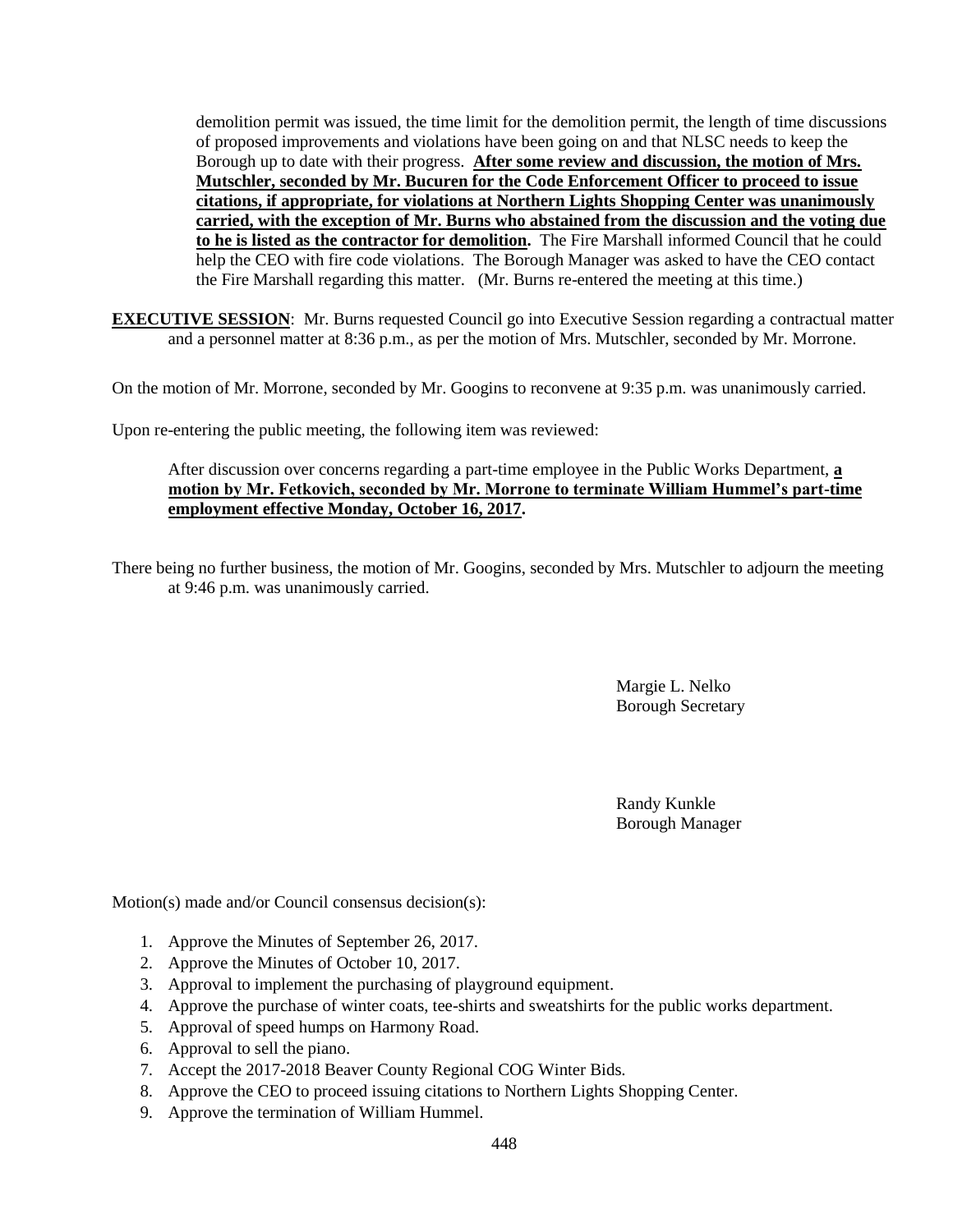demolition permit was issued, the time limit for the demolition permit, the length of time discussions of proposed improvements and violations have been going on and that NLSC needs to keep the Borough up to date with their progress. **After some review and discussion, the motion of Mrs. Mutschler, seconded by Mr. Bucuren for the Code Enforcement Officer to proceed to issue citations, if appropriate, for violations at Northern Lights Shopping Center was unanimously carried, with the exception of Mr. Burns who abstained from the discussion and the voting due to he is listed as the contractor for demolition.** The Fire Marshall informed Council that he could help the CEO with fire code violations. The Borough Manager was asked to have the CEO contact the Fire Marshall regarding this matter. (Mr. Burns re-entered the meeting at this time.)

**EXECUTIVE SESSION**: Mr. Burns requested Council go into Executive Session regarding a contractual matter and a personnel matter at 8:36 p.m., as per the motion of Mrs. Mutschler, seconded by Mr. Morrone.

On the motion of Mr. Morrone, seconded by Mr. Googins to reconvene at 9:35 p.m. was unanimously carried.

Upon re-entering the public meeting, the following item was reviewed:

After discussion over concerns regarding a part-time employee in the Public Works Department, **a motion by Mr. Fetkovich, seconded by Mr. Morrone to terminate William Hummel's part-time employment effective Monday, October 16, 2017.**

There being no further business, the motion of Mr. Googins, seconded by Mrs. Mutschler to adjourn the meeting at 9:46 p.m. was unanimously carried.

Margie L. Nelko
Borough Secretary

Randy Kunkle
Borough Manager

Motion(s) made and/or Council consensus decision(s):

1. Approve the Minutes of September 26, 2017.
2. Approve the Minutes of October 10, 2017.
3. Approval to implement the purchasing of playground equipment.
4. Approve the purchase of winter coats, tee-shirts and sweatshirts for the public works department.
5. Approval of speed humps on Harmony Road.
6. Approval to sell the piano.
7. Accept the 2017-2018 Beaver County Regional COG Winter Bids.
8. Approve the CEO to proceed issuing citations to Northern Lights Shopping Center.
9. Approve the termination of William Hummel.